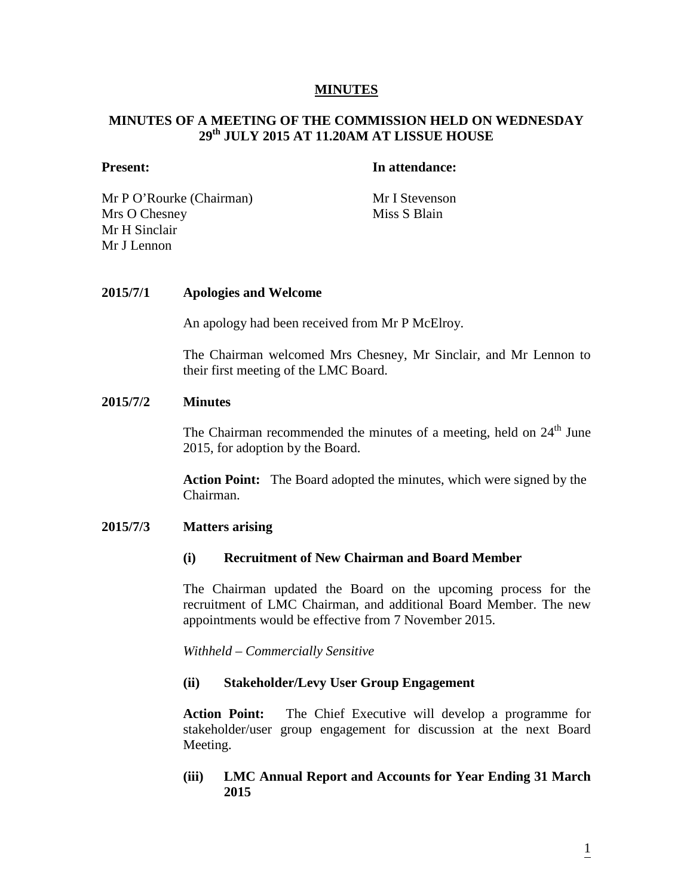# MINUTES

## MINUTES OF A MEETING OF THE COMMISSION HELD ON WEDNESDAY 29th JULY 2015 AT 11.20AM AT LISSUE HOUSE

**Present:**

Mr P O'Rourke (Chairman)
Mrs O Chesney
Mr H Sinclair
Mr J Lennon

**In attendance:**

Mr I Stevenson
Miss S Blain

**2015/7/1 Apologies and Welcome**

An apology had been received from Mr P McElroy.

The Chairman welcomed Mrs Chesney, Mr Sinclair, and Mr Lennon to their first meeting of the LMC Board.

**2015/7/2 Minutes**

The Chairman recommended the minutes of a meeting, held on 24th June 2015, for adoption by the Board.

**Action Point:** The Board adopted the minutes, which were signed by the Chairman.

**2015/7/3 Matters arising**

**(i) Recruitment of New Chairman and Board Member**

The Chairman updated the Board on the upcoming process for the recruitment of LMC Chairman, and additional Board Member. The new appointments would be effective from 7 November 2015.

*Withheld – Commercially Sensitive*

**(ii) Stakeholder/Levy User Group Engagement**

**Action Point:** The Chief Executive will develop a programme for stakeholder/user group engagement for discussion at the next Board Meeting.

**(iii) LMC Annual Report and Accounts for Year Ending 31 March 2015**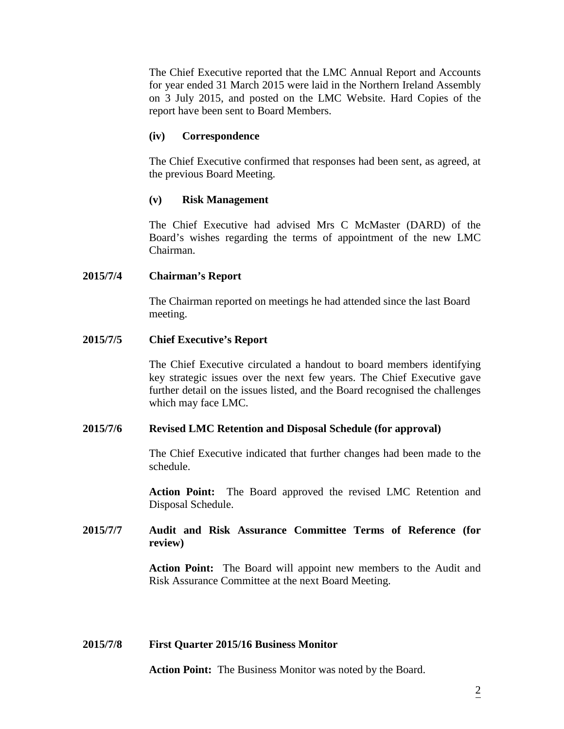The Chief Executive reported that the LMC Annual Report and Accounts for year ended 31 March 2015 were laid in the Northern Ireland Assembly on 3 July 2015, and posted on the LMC Website. Hard Copies of the report have been sent to Board Members.

**(iv) Correspondence**

The Chief Executive confirmed that responses had been sent, as agreed, at the previous Board Meeting.

**(v) Risk Management**

The Chief Executive had advised Mrs C McMaster (DARD) of the Board's wishes regarding the terms of appointment of the new LMC Chairman.

**2015/7/4 Chairman's Report**

The Chairman reported on meetings he had attended since the last Board meeting.

**2015/7/5 Chief Executive's Report**

The Chief Executive circulated a handout to board members identifying key strategic issues over the next few years. The Chief Executive gave further detail on the issues listed, and the Board recognised the challenges which may face LMC.

**2015/7/6 Revised LMC Retention and Disposal Schedule (for approval)**

The Chief Executive indicated that further changes had been made to the schedule.

**Action Point:** The Board approved the revised LMC Retention and Disposal Schedule.

**2015/7/7 Audit and Risk Assurance Committee Terms of Reference (for review)**

**Action Point:** The Board will appoint new members to the Audit and Risk Assurance Committee at the next Board Meeting.

**2015/7/8 First Quarter 2015/16 Business Monitor**

**Action Point:** The Business Monitor was noted by the Board.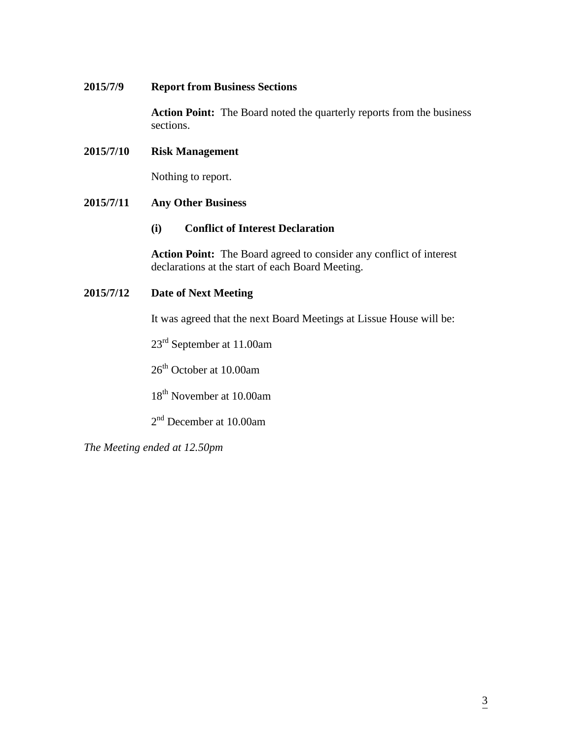**2015/7/9 Report from Business Sections**

**Action Point:** The Board noted the quarterly reports from the business sections.

**2015/7/10 Risk Management**

Nothing to report.

**2015/7/11 Any Other Business**

**(i) Conflict of Interest Declaration**

**Action Point:** The Board agreed to consider any conflict of interest declarations at the start of each Board Meeting.

**2015/7/12 Date of Next Meeting**

It was agreed that the next Board Meetings at Lissue House will be:

23rd September at 11.00am

26th October at 10.00am

18th November at 10.00am

2nd December at 10.00am

*The Meeting ended at 12.50pm*